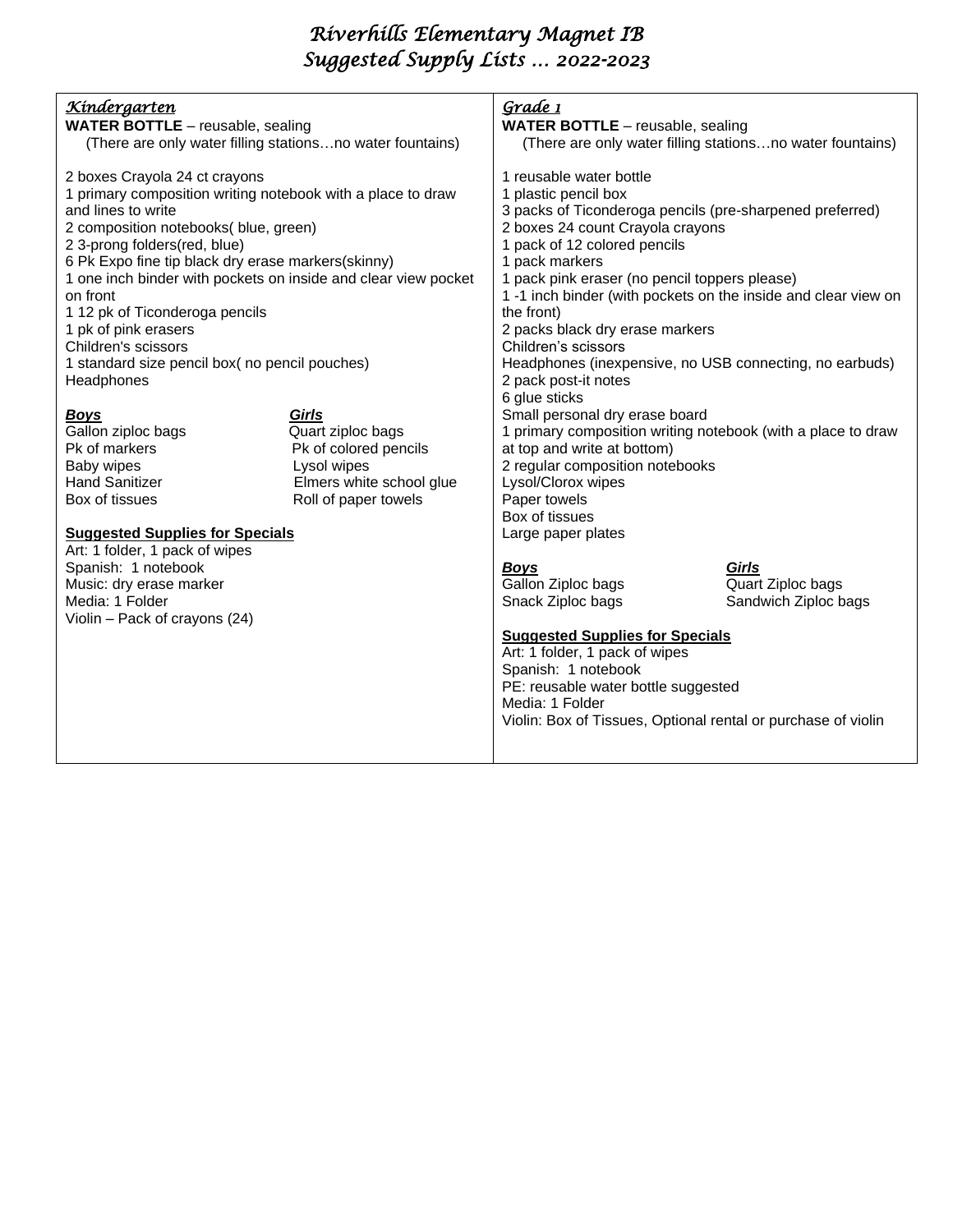# *Riverhills Elementary Magnet IB*
# *Suggested Supply Lists … 2022-2023*

## *Kindergarten*

**WATER BOTTLE** – reusable, sealing
(There are only water filling stations…no water fountains)

2 boxes Crayola 24 ct crayons
1 primary composition writing notebook with a place to draw and lines to write
2 composition notebooks( blue, green)
2 3-prong folders(red, blue)
6 Pk Expo fine tip black dry erase markers(skinny)
1 one inch binder with pockets on inside and clear view pocket on front
1 12 pk of Ticonderoga pencils
1 pk of pink erasers
Children's scissors
1 standard size pencil box( no pencil pouches)
Headphones

| ***Boys*** | ***Girls*** |
|---|---|
| Gallon ziploc bags | Quart ziploc bags |
| Pk of markers | Pk of colored pencils |
| Baby wipes | Lysol wipes |
| Hand Sanitizer | Elmers white school glue |
| Box of tissues | Roll of paper towels |

**Suggested Supplies for Specials**

Art: 1 folder, 1 pack of wipes
Spanish: 1 notebook
Music: dry erase marker
Media: 1 Folder
Violin – Pack of crayons (24)

## *Grade 1*

**WATER BOTTLE** – reusable, sealing
(There are only water filling stations…no water fountains)

1 reusable water bottle
1 plastic pencil box
3 packs of Ticonderoga pencils (pre-sharpened preferred)
2 boxes 24 count Crayola crayons
1 pack of 12 colored pencils
1 pack markers
1 pack pink eraser (no pencil toppers please)
1 -1 inch binder (with pockets on the inside and clear view on the front)
2 packs black dry erase markers
Children's scissors
Headphones (inexpensive, no USB connecting, no earbuds)
2 pack post-it notes
6 glue sticks
Small personal dry erase board
1 primary composition writing notebook (with a place to draw at top and write at bottom)
2 regular composition notebooks
Lysol/Clorox wipes
Paper towels
Box of tissues
Large paper plates

| ***Boys*** | ***Girls*** |
|---|---|
| Gallon Ziploc bags | Quart Ziploc bags |
| Snack Ziploc bags | Sandwich Ziploc bags |

**Suggested Supplies for Specials**

Art: 1 folder, 1 pack of wipes
Spanish: 1 notebook
PE: reusable water bottle suggested
Media: 1 Folder
Violin: Box of Tissues, Optional rental or purchase of violin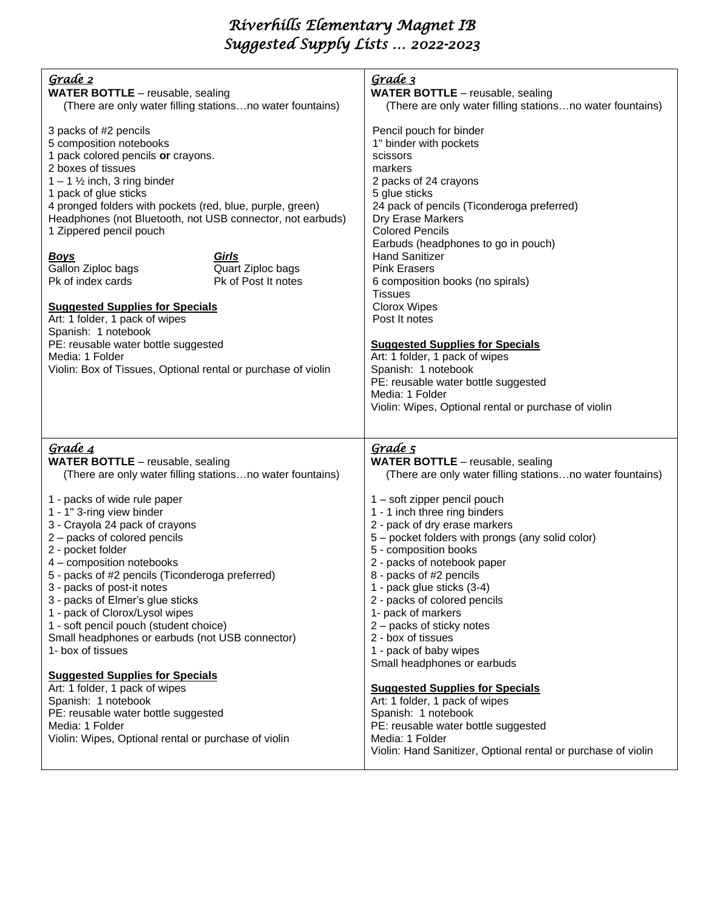# *Riverhills Elementary Magnet IB*
# *Suggested Supply Lists … 2022-2023*

## *Grade 2*

**WATER BOTTLE** – reusable, sealing
(There are only water filling stations…no water fountains)

3 packs of #2 pencils
5 composition notebooks
1 pack colored pencils **or** crayons.
2 boxes of tissues
1 – 1 ½ inch, 3 ring binder
1 pack of glue sticks
4 pronged folders with pockets (red, blue, purple, green)
Headphones (not Bluetooth, not USB connector, not earbuds)
1 Zippered pencil pouch

| ***Boys*** | ***Girls*** |
|---|---|
| Gallon Ziploc bags | Quart Ziploc bags |
| Pk of index cards | Pk of Post It notes |

**Suggested Supplies for Specials**
Art: 1 folder, 1 pack of wipes
Spanish: 1 notebook
PE: reusable water bottle suggested
Media: 1 Folder
Violin: Box of Tissues, Optional rental or purchase of violin

## *Grade 3*

**WATER BOTTLE** – reusable, sealing
(There are only water filling stations…no water fountains)

Pencil pouch for binder
1" binder with pockets
scissors
markers
2 packs of 24 crayons
5 glue sticks
24 pack of pencils (Ticonderoga preferred)
Dry Erase Markers
Colored Pencils
Earbuds (headphones to go in pouch)
Hand Sanitizer
Pink Erasers
6 composition books (no spirals)
Tissues
Clorox Wipes
Post It notes

**Suggested Supplies for Specials**
Art: 1 folder, 1 pack of wipes
Spanish: 1 notebook
PE: reusable water bottle suggested
Media: 1 Folder
Violin: Wipes, Optional rental or purchase of violin

## *Grade 4*

**WATER BOTTLE** – reusable, sealing
(There are only water filling stations…no water fountains)

1 - packs of wide rule paper
1 - 1" 3-ring view binder
3 - Crayola 24 pack of crayons
2 – packs of colored pencils
2 - pocket folder
4 – composition notebooks
5 - packs of #2 pencils (Ticonderoga preferred)
3 - packs of post-it notes
3 - packs of Elmer's glue sticks
1 - pack of Clorox/Lysol wipes
1 - soft pencil pouch (student choice)
Small headphones or earbuds (not USB connector)
1- box of tissues

**Suggested Supplies for Specials**
Art: 1 folder, 1 pack of wipes
Spanish: 1 notebook
PE: reusable water bottle suggested
Media: 1 Folder
Violin: Wipes, Optional rental or purchase of violin

## *Grade 5*

**WATER BOTTLE** – reusable, sealing
(There are only water filling stations…no water fountains)

1 – soft zipper pencil pouch
1 - 1 inch three ring binders
2 - pack of dry erase markers
5 – pocket folders with prongs (any solid color)
5 - composition books
2 - packs of notebook paper
8 - packs of #2 pencils
1 - pack glue sticks (3-4)
2 - packs of colored pencils
1- pack of markers
2 – packs of sticky notes
2 - box of tissues
1 - pack of baby wipes
Small headphones or earbuds

**Suggested Supplies for Specials**
Art: 1 folder, 1 pack of wipes
Spanish: 1 notebook
PE: reusable water bottle suggested
Media: 1 Folder
Violin: Hand Sanitizer, Optional rental or purchase of violin